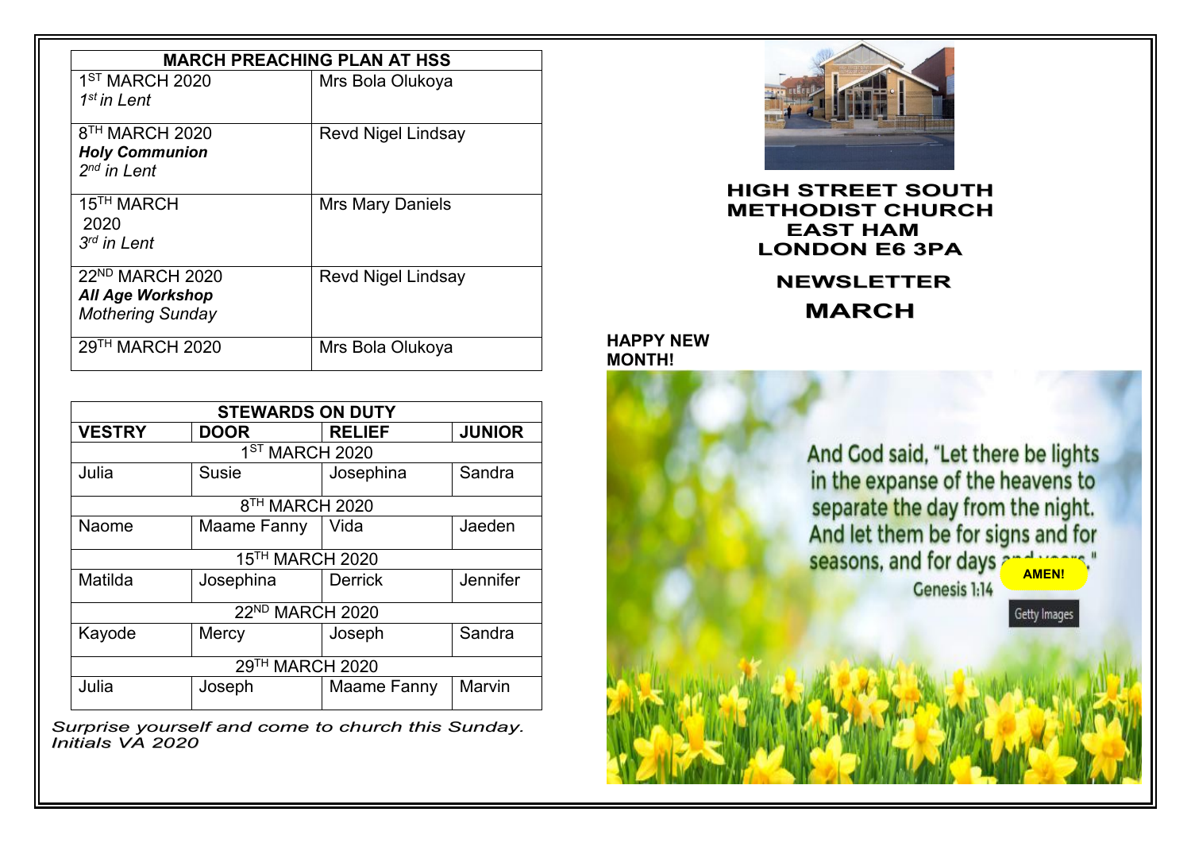| MARCH PREACHING PLAN AT HSS | |
|---|---|
| 1ST MARCH 2020 *1st in Lent* | Mrs Bola Olukoya |
| 8TH MARCH 2020 ***Holy Communion*** *2nd in Lent* | Revd Nigel Lindsay |
| 15TH MARCH 2020 *3rd in Lent* | Mrs Mary Daniels |
| 22ND MARCH 2020 ***All Age Workshop*** *Mothering Sunday* | Revd Nigel Lindsay |
| 29TH MARCH 2020 | Mrs Bola Olukoya |

| STEWARDS ON DUTY | | | |
|---|---|---|---|
| **VESTRY** | **DOOR** | **RELIEF** | **JUNIOR** |
| 1ST MARCH 2020 | | | |
| Julia | Susie | Josephina | Sandra |
| 8TH MARCH 2020 | | | |
| Naome | Maame Fanny | Vida | Jaeden |
| 15TH MARCH 2020 | | | |
| Matilda | Josephina | Derrick | Jennifer |
| 22ND MARCH 2020 | | | |
| Kayode | Mercy | Joseph | Sandra |
| 29TH MARCH 2020 | | | |
| Julia | Joseph | Maame Fanny | Marvin |

*Surprise yourself and come to church this Sunday.*
*Initials VA 2020*

# HIGH STREET SOUTH METHODIST CHURCH EAST HAM LONDON E6 3PA

## NEWSLETTER

## MARCH

**HAPPY NEW MONTH!**

And God said, "Let there be lights in the expanse of the heavens to separate the day from the night. And let them be for signs and for seasons, and for days and years."
Genesis 1:14

**AMEN!**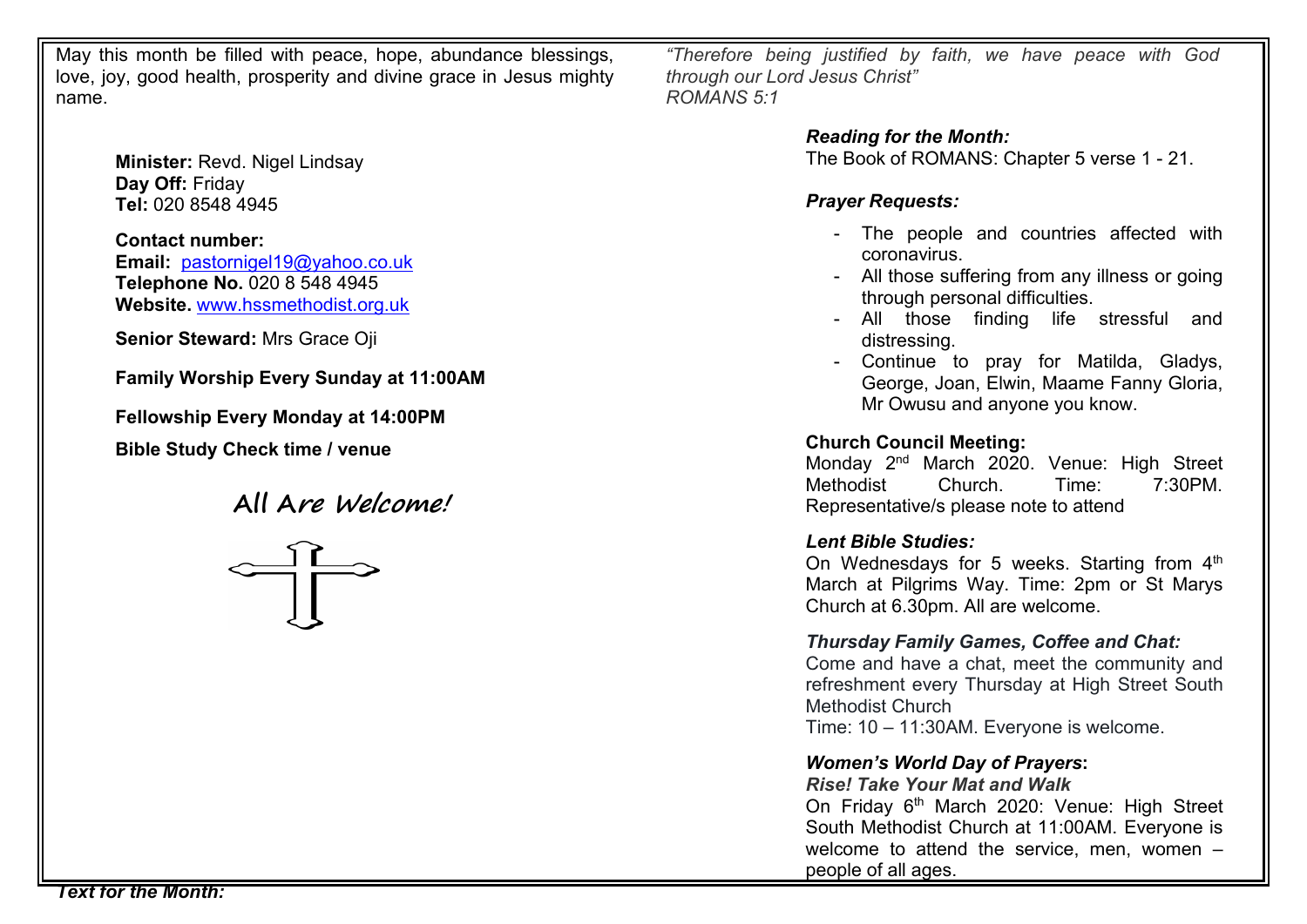May this month be filled with peace, hope, abundance blessings, love, joy, good health, prosperity and divine grace in Jesus mighty name.

**Minister:** Revd. Nigel Lindsay
**Day Off:** Friday
**Tel:** 020 8548 4945

**Contact number:**
**Email:** pastornigel19@yahoo.co.uk
**Telephone No.** 020 8 548 4945
**Website.** www.hssmethodist.org.uk

**Senior Steward:** Mrs Grace Oji

**Family Worship Every Sunday at 11:00AM**

**Fellowship Every Monday at 14:00PM**

**Bible Study Check time / venue**

**All Are Welcome!**

***Text for the Month:***

*"Therefore being justified by faith, we have peace with God through our Lord Jesus Christ"*
*ROMANS 5:1*

***Reading for the Month:***
The Book of ROMANS: Chapter 5 verse 1 - 21.

***Prayer Requests:***

- The people and countries affected with coronavirus.
- All those suffering from any illness or going through personal difficulties.
- All those finding life stressful and distressing.
- Continue to pray for Matilda, Gladys, George, Joan, Elwin, Maame Fanny Gloria, Mr Owusu and anyone you know.

**Church Council Meeting:**
Monday 2nd March 2020. Venue: High Street Methodist Church. Time: 7:30PM. Representative/s please note to attend

***Lent Bible Studies:***
On Wednesdays for 5 weeks. Starting from 4th March at Pilgrims Way. Time: 2pm or St Marys Church at 6.30pm. All are welcome.

***Thursday Family Games, Coffee and Chat:***
Come and have a chat, meet the community and refreshment every Thursday at High Street South Methodist Church
Time: 10 – 11:30AM. Everyone is welcome.

***Women's World Day of Prayers*:**
***Rise! Take Your Mat and Walk***
On Friday 6th March 2020: Venue: High Street South Methodist Church at 11:00AM. Everyone is welcome to attend the service, men, women – people of all ages.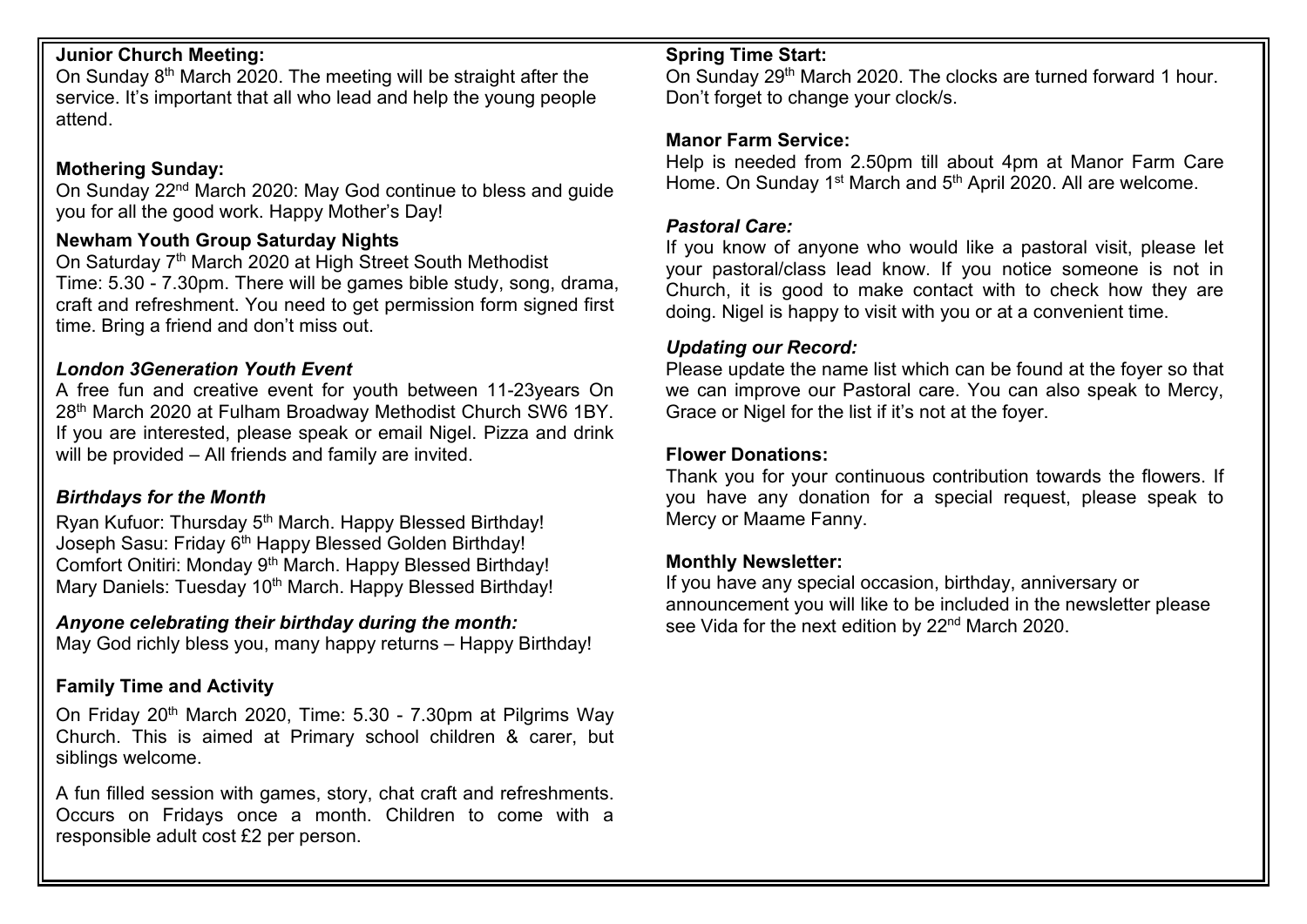**Junior Church Meeting:**
On Sunday 8th March 2020. The meeting will be straight after the service. It's important that all who lead and help the young people attend.

**Mothering Sunday:**
On Sunday 22nd March 2020: May God continue to bless and guide you for all the good work. Happy Mother's Day!

**Newham Youth Group Saturday Nights**
On Saturday 7th March 2020 at High Street South Methodist
Time: 5.30 - 7.30pm. There will be games bible study, song, drama, craft and refreshment. You need to get permission form signed first time. Bring a friend and don't miss out.

***London 3Generation Youth Event***
A free fun and creative event for youth between 11-23years On 28th March 2020 at Fulham Broadway Methodist Church SW6 1BY. If you are interested, please speak or email Nigel. Pizza and drink will be provided – All friends and family are invited.

***Birthdays for the Month***
Ryan Kufuor: Thursday 5th March. Happy Blessed Birthday!
Joseph Sasu: Friday 6th Happy Blessed Golden Birthday!
Comfort Onitiri: Monday 9th March. Happy Blessed Birthday!
Mary Daniels: Tuesday 10th March. Happy Blessed Birthday!

***Anyone celebrating their birthday during the month:***
May God richly bless you, many happy returns – Happy Birthday!

**Family Time and Activity**

On Friday 20th March 2020, Time: 5.30 - 7.30pm at Pilgrims Way Church. This is aimed at Primary school children & carer, but siblings welcome.

A fun filled session with games, story, chat craft and refreshments. Occurs on Fridays once a month. Children to come with a responsible adult cost £2 per person.

**Spring Time Start:**
On Sunday 29th March 2020. The clocks are turned forward 1 hour. Don't forget to change your clock/s.

**Manor Farm Service:**
Help is needed from 2.50pm till about 4pm at Manor Farm Care Home. On Sunday 1st March and 5th April 2020. All are welcome.

***Pastoral Care:***
If you know of anyone who would like a pastoral visit, please let your pastoral/class lead know. If you notice someone is not in Church, it is good to make contact with to check how they are doing. Nigel is happy to visit with you or at a convenient time.

***Updating our Record:***
Please update the name list which can be found at the foyer so that we can improve our Pastoral care. You can also speak to Mercy, Grace or Nigel for the list if it's not at the foyer.

**Flower Donations:**
Thank you for your continuous contribution towards the flowers. If you have any donation for a special request, please speak to Mercy or Maame Fanny.

**Monthly Newsletter:**
If you have any special occasion, birthday, anniversary or announcement you will like to be included in the newsletter please see Vida for the next edition by 22nd March 2020.